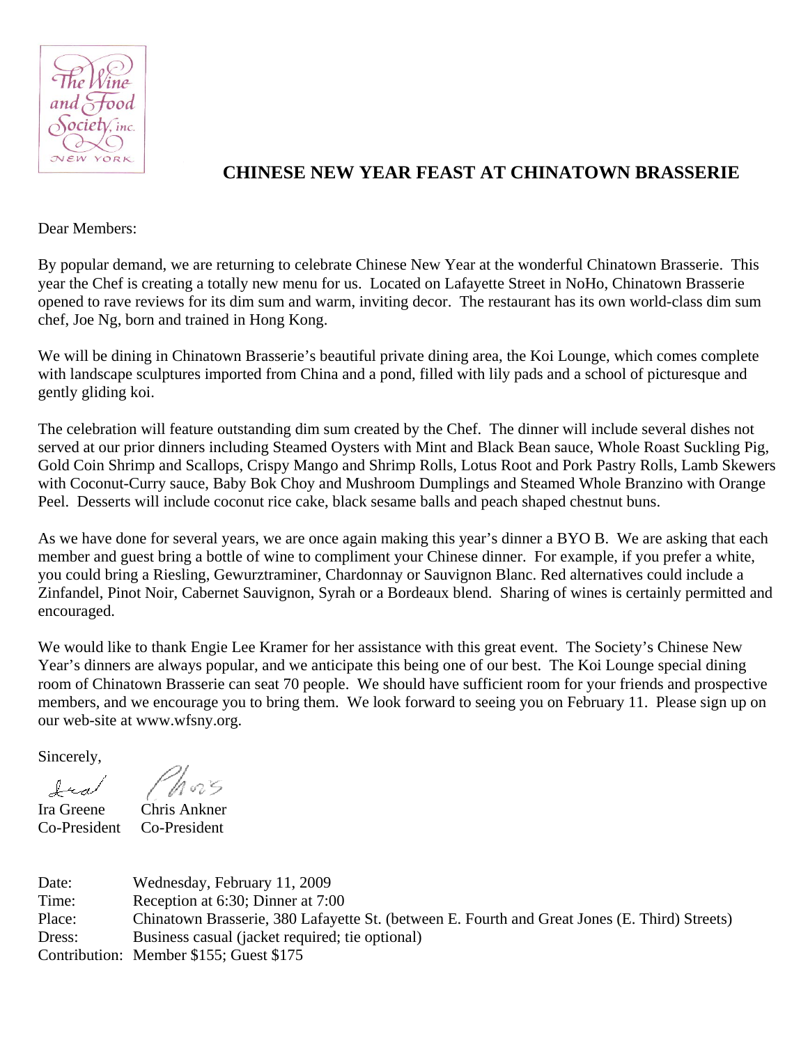The Wine and Food Society, inc. NEW YORK

# CHINESE NEW YEAR FEAST AT CHINATOWN BRASSERIE

Dear Members:

By popular demand, we are returning to celebrate Chinese New Year at the wonderful Chinatown Brasserie. This year the Chef is creating a totally new menu for us. Located on Lafayette Street in NoHo, Chinatown Brasserie opened to rave reviews for its dim sum and warm, inviting decor. The restaurant has its own world-class dim sum chef, Joe Ng, born and trained in Hong Kong.

We will be dining in Chinatown Brasserie's beautiful private dining area, the Koi Lounge, which comes complete with landscape sculptures imported from China and a pond, filled with lily pads and a school of picturesque and gently gliding koi.

The celebration will feature outstanding dim sum created by the Chef. The dinner will include several dishes not served at our prior dinners including Steamed Oysters with Mint and Black Bean sauce, Whole Roast Suckling Pig, Gold Coin Shrimp and Scallops, Crispy Mango and Shrimp Rolls, Lotus Root and Pork Pastry Rolls, Lamb Skewers with Coconut-Curry sauce, Baby Bok Choy and Mushroom Dumplings and Steamed Whole Branzino with Orange Peel. Desserts will include coconut rice cake, black sesame balls and peach shaped chestnut buns.

As we have done for several years, we are once again making this year's dinner a BYO B. We are asking that each member and guest bring a bottle of wine to compliment your Chinese dinner. For example, if you prefer a white, you could bring a Riesling, Gewurztraminer, Chardonnay or Sauvignon Blanc. Red alternatives could include a Zinfandel, Pinot Noir, Cabernet Sauvignon, Syrah or a Bordeaux blend. Sharing of wines is certainly permitted and encouraged.

We would like to thank Engie Lee Kramer for her assistance with this great event. The Society's Chinese New Year's dinners are always popular, and we anticipate this being one of our best. The Koi Lounge special dining room of Chinatown Brasserie can seat 70 people. We should have sufficient room for your friends and prospective members, and we encourage you to bring them. We look forward to seeing you on February 11. Please sign up on our web-site at www.wfsny.org.

Sincerely,

Ira Greene — Co-President
Chris Ankner — Co-President

Date: Wednesday, February 11, 2009
Time: Reception at 6:30; Dinner at 7:00
Place: Chinatown Brasserie, 380 Lafayette St. (between E. Fourth and Great Jones (E. Third) Streets)
Dress: Business casual (jacket required; tie optional)
Contribution: Member $155; Guest $175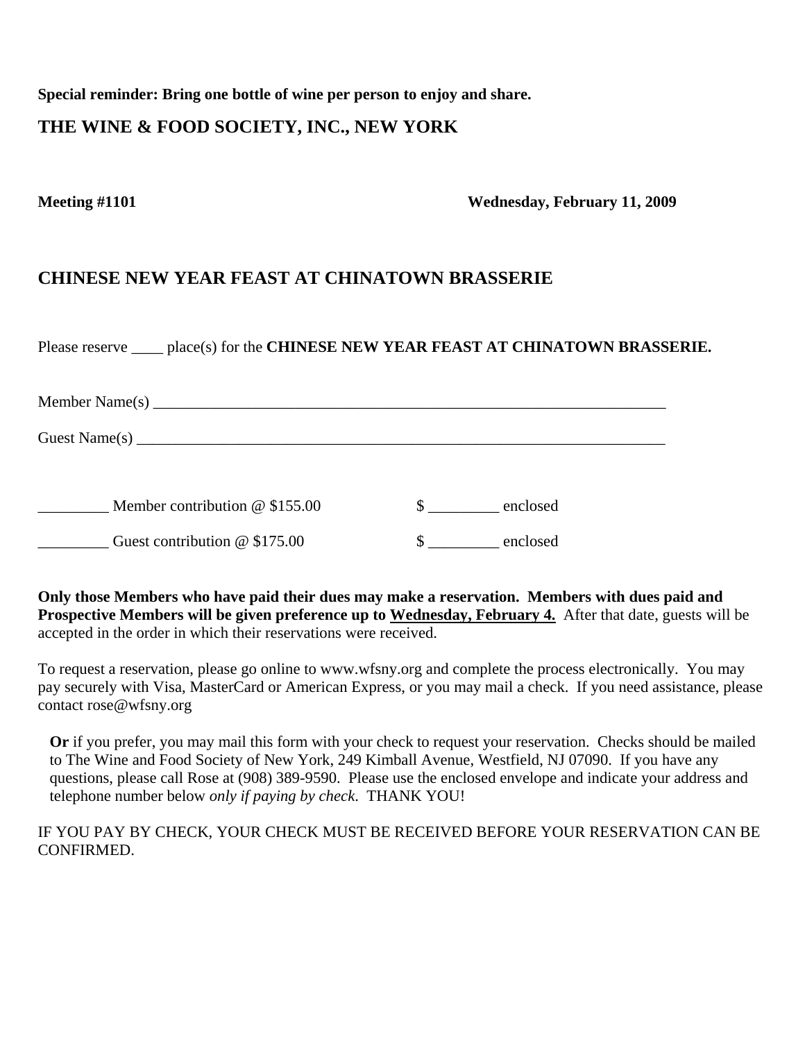**Special reminder: Bring one bottle of wine per person to enjoy and share.**

## THE WINE & FOOD SOCIETY, INC., NEW YORK

**Meeting #1101** **Wednesday, February 11, 2009**

## CHINESE NEW YEAR FEAST AT CHINATOWN BRASSERIE

Please reserve ____ place(s) for the **CHINESE NEW YEAR FEAST AT CHINATOWN BRASSERIE.**

Member Name(s) _______________________________________________________________

Guest Name(s) ________________________________________________________________

_________ Member contribution @ $155.00 $ _________ enclosed

_________ Guest contribution @ $175.00 $ _________ enclosed

**Only those Members who have paid their dues may make a reservation. Members with dues paid and Prospective Members will be given preference up to <u>Wednesday, February 4.</u>** After that date, guests will be accepted in the order in which their reservations were received.

To request a reservation, please go online to www.wfsny.org and complete the process electronically. You may pay securely with Visa, MasterCard or American Express, or you may mail a check. If you need assistance, please contact rose@wfsny.org

**Or** if you prefer, you may mail this form with your check to request your reservation. Checks should be mailed to The Wine and Food Society of New York, 249 Kimball Avenue, Westfield, NJ 07090. If you have any questions, please call Rose at (908) 389-9590. Please use the enclosed envelope and indicate your address and telephone number below *only if paying by check*. THANK YOU!

IF YOU PAY BY CHECK, YOUR CHECK MUST BE RECEIVED BEFORE YOUR RESERVATION CAN BE CONFIRMED.